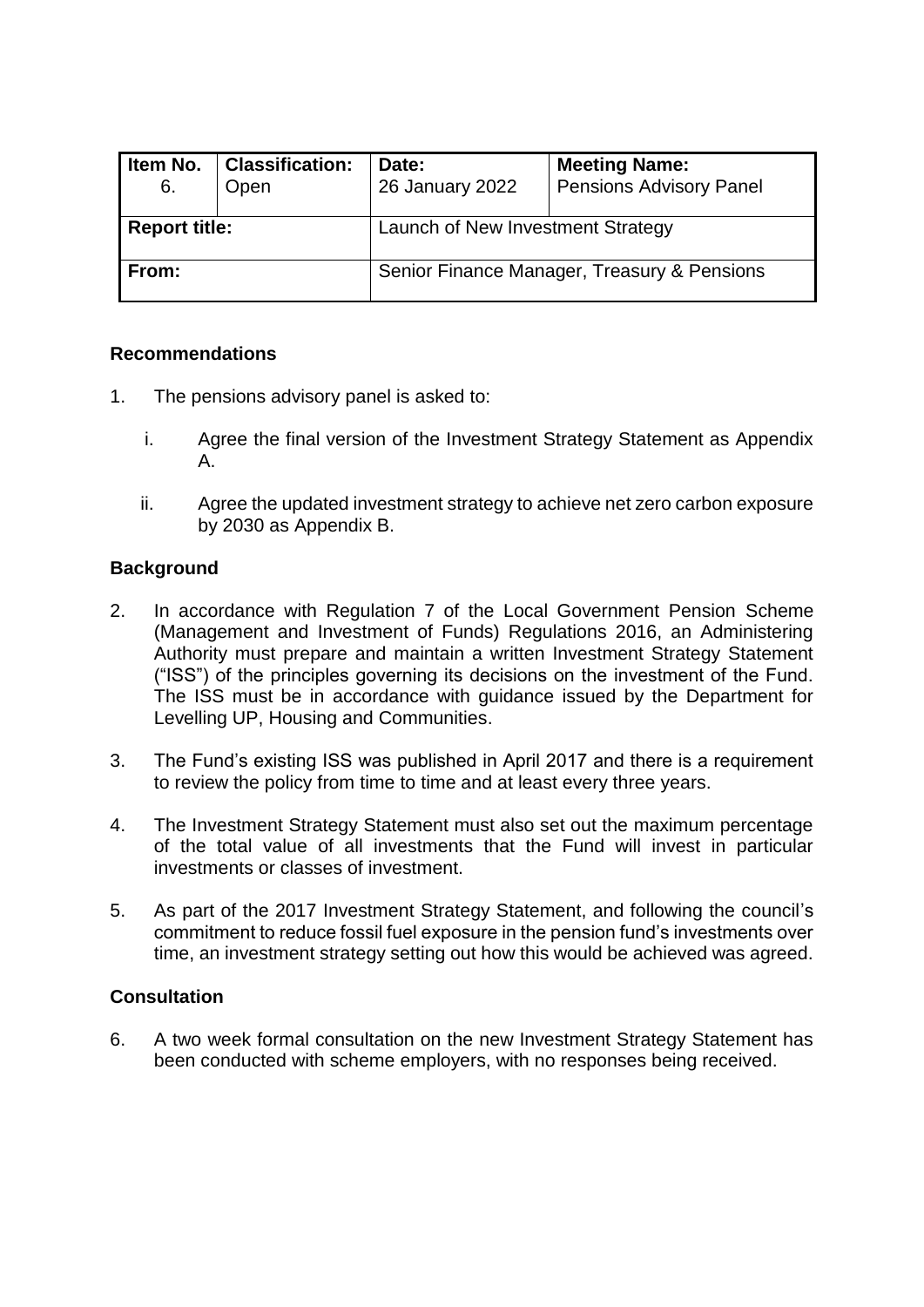| Item No. 6. | Classification: Open | Date: 26 January 2022 | Meeting Name: Pensions Advisory Panel |
|---|---|---|---|
| **Report title:** | | Launch of New Investment Strategy | |
| **From:** | | Senior Finance Manager, Treasury & Pensions | |

## Recommendations

1. The pensions advisory panel is asked to:

   i. Agree the final version of the Investment Strategy Statement as Appendix A.

   ii. Agree the updated investment strategy to achieve net zero carbon exposure by 2030 as Appendix B.

## Background

2. In accordance with Regulation 7 of the Local Government Pension Scheme (Management and Investment of Funds) Regulations 2016, an Administering Authority must prepare and maintain a written Investment Strategy Statement ("ISS") of the principles governing its decisions on the investment of the Fund. The ISS must be in accordance with guidance issued by the Department for Levelling UP, Housing and Communities.

3. The Fund's existing ISS was published in April 2017 and there is a requirement to review the policy from time to time and at least every three years.

4. The Investment Strategy Statement must also set out the maximum percentage of the total value of all investments that the Fund will invest in particular investments or classes of investment.

5. As part of the 2017 Investment Strategy Statement, and following the council's commitment to reduce fossil fuel exposure in the pension fund's investments over time, an investment strategy setting out how this would be achieved was agreed.

## Consultation

6. A two week formal consultation on the new Investment Strategy Statement has been conducted with scheme employers, with no responses being received.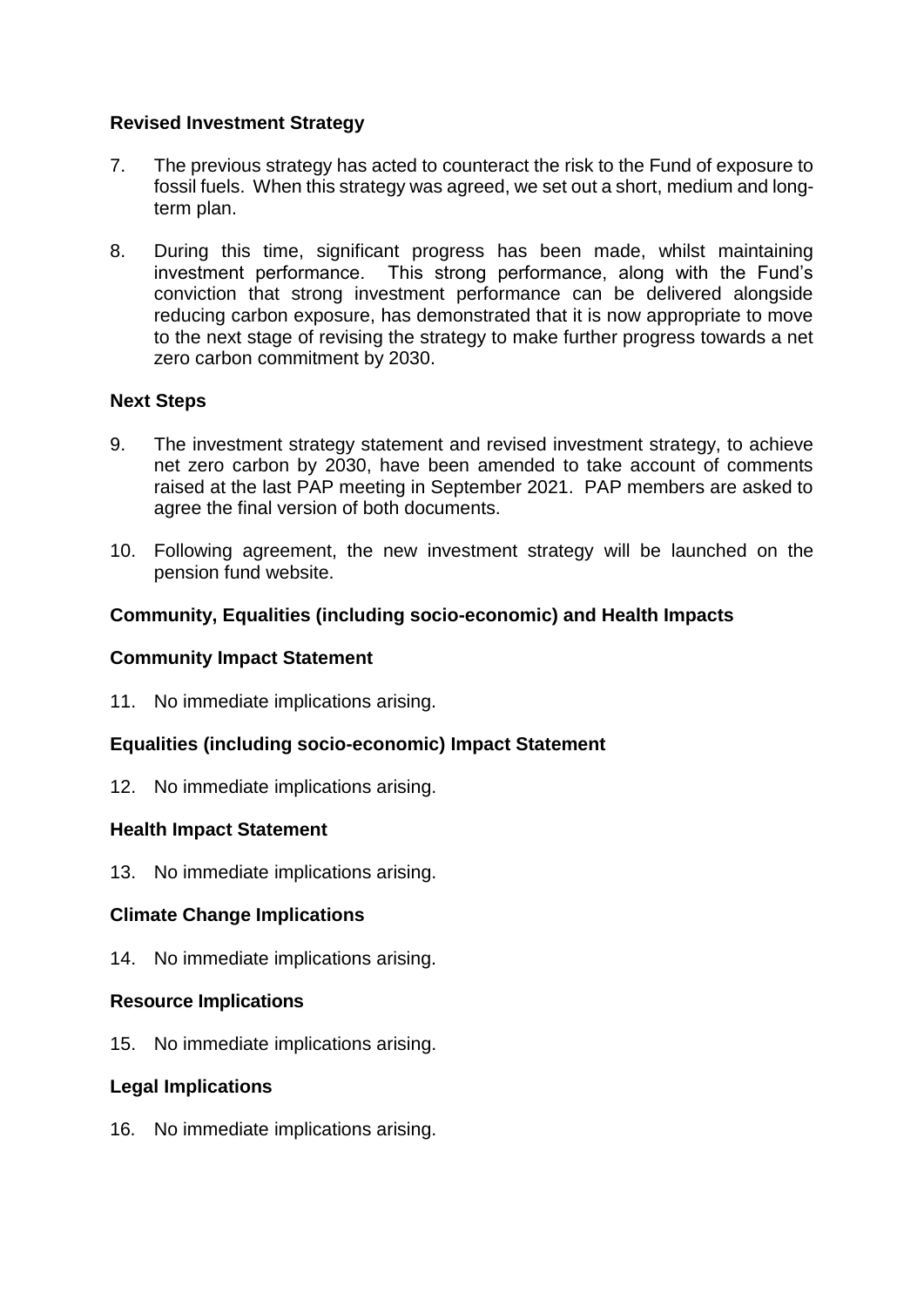**Revised Investment Strategy**

7. The previous strategy has acted to counteract the risk to the Fund of exposure to fossil fuels. When this strategy was agreed, we set out a short, medium and long-term plan.

8. During this time, significant progress has been made, whilst maintaining investment performance. This strong performance, along with the Fund's conviction that strong investment performance can be delivered alongside reducing carbon exposure, has demonstrated that it is now appropriate to move to the next stage of revising the strategy to make further progress towards a net zero carbon commitment by 2030.

**Next Steps**

9. The investment strategy statement and revised investment strategy, to achieve net zero carbon by 2030, have been amended to take account of comments raised at the last PAP meeting in September 2021. PAP members are asked to agree the final version of both documents.

10. Following agreement, the new investment strategy will be launched on the pension fund website.

**Community, Equalities (including socio-economic) and Health Impacts**

**Community Impact Statement**

11. No immediate implications arising.

**Equalities (including socio-economic) Impact Statement**

12. No immediate implications arising.

**Health Impact Statement**

13. No immediate implications arising.

**Climate Change Implications**

14. No immediate implications arising.

**Resource Implications**

15. No immediate implications arising.

**Legal Implications**

16. No immediate implications arising.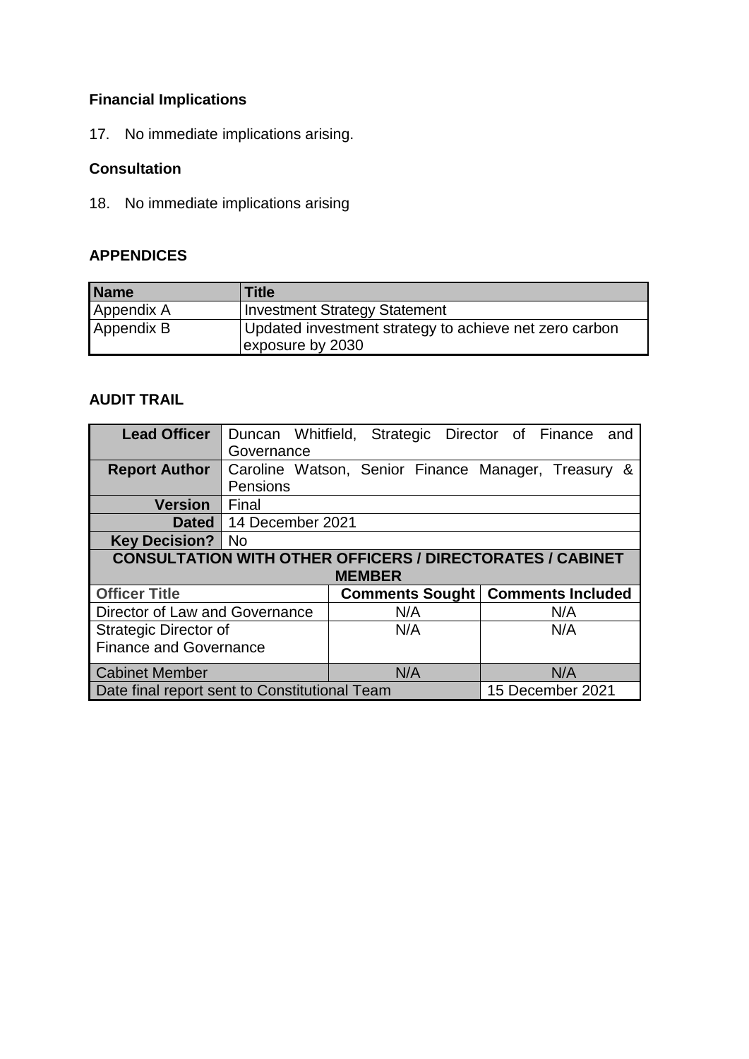**Financial Implications**

17. No immediate implications arising.

**Consultation**

18. No immediate implications arising

**APPENDICES**

| Name | Title |
| --- | --- |
| Appendix A | Investment Strategy Statement |
| Appendix B | Updated investment strategy to achieve net zero carbon exposure by 2030 |

**AUDIT TRAIL**

| | | | |
| --- | --- | --- | --- |
| **Lead Officer** | Duncan Whitfield, Strategic Director of Finance and Governance | | |
| **Report Author** | Caroline Watson, Senior Finance Manager, Treasury & Pensions | | |
| **Version** | Final | | |
| **Dated** | 14 December 2021 | | |
| **Key Decision?** | No | | |
| **CONSULTATION WITH OTHER OFFICERS / DIRECTORATES / CABINET MEMBER** | | | |
| **Officer Title** | | **Comments Sought** | **Comments Included** |
| Director of Law and Governance | | N/A | N/A |
| Strategic Director of Finance and Governance | | N/A | N/A |
| Cabinet Member | | N/A | N/A |
| Date final report sent to Constitutional Team | | | 15 December 2021 |